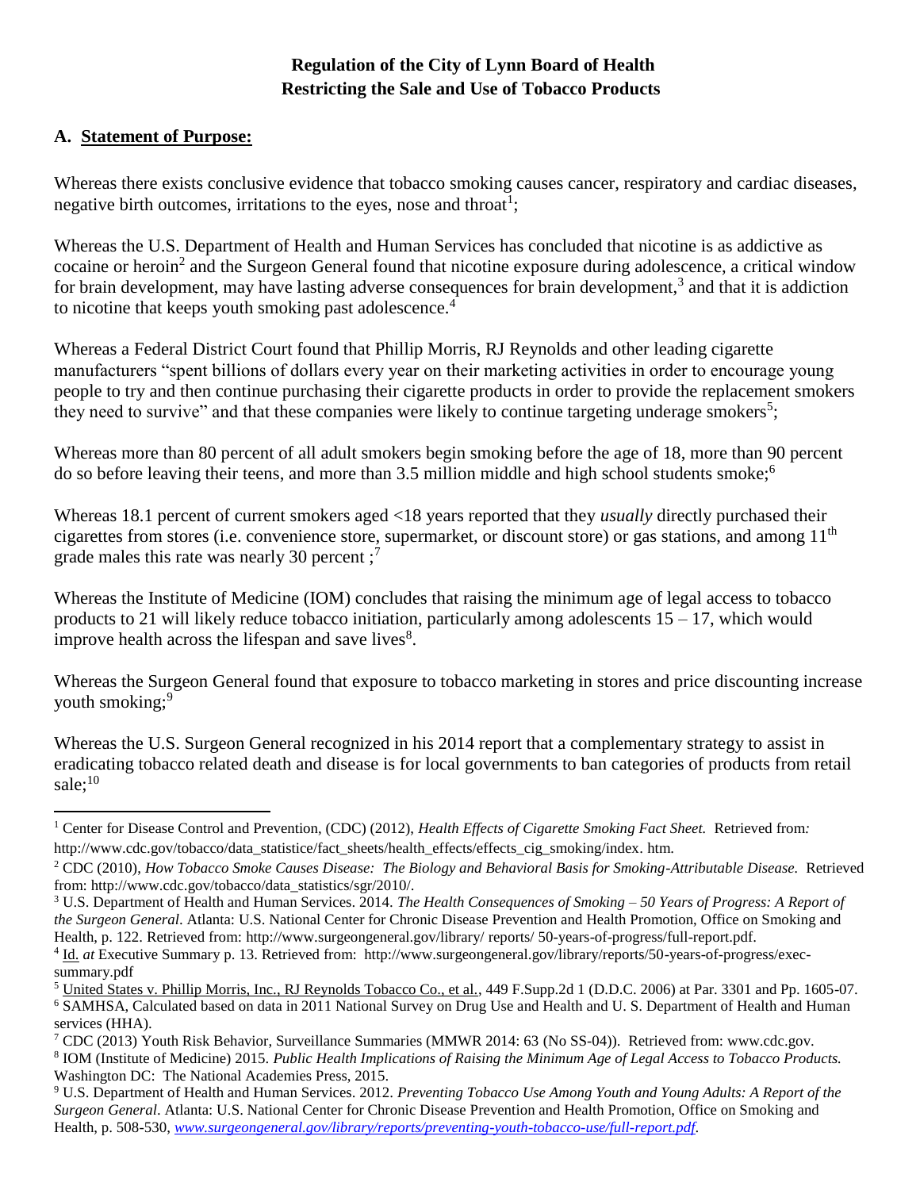**Regulation of the City of Lynn Board of Health**
**Restricting the Sale and Use of Tobacco Products**

## A. Statement of Purpose:

Whereas there exists conclusive evidence that tobacco smoking causes cancer, respiratory and cardiac diseases, negative birth outcomes, irritations to the eyes, nose and throat[1];

Whereas the U.S. Department of Health and Human Services has concluded that nicotine is as addictive as cocaine or heroin[2] and the Surgeon General found that nicotine exposure during adolescence, a critical window for brain development, may have lasting adverse consequences for brain development,[3] and that it is addiction to nicotine that keeps youth smoking past adolescence.[4]

Whereas a Federal District Court found that Phillip Morris, RJ Reynolds and other leading cigarette manufacturers "spent billions of dollars every year on their marketing activities in order to encourage young people to try and then continue purchasing their cigarette products in order to provide the replacement smokers they need to survive" and that these companies were likely to continue targeting underage smokers[5];

Whereas more than 80 percent of all adult smokers begin smoking before the age of 18, more than 90 percent do so before leaving their teens, and more than 3.5 million middle and high school students smoke;[6]

Whereas 18.1 percent of current smokers aged <18 years reported that they *usually* directly purchased their cigarettes from stores (i.e. convenience store, supermarket, or discount store) or gas stations, and among 11th grade males this rate was nearly 30 percent ;[7]

Whereas the Institute of Medicine (IOM) concludes that raising the minimum age of legal access to tobacco products to 21 will likely reduce tobacco initiation, particularly among adolescents 15 – 17, which would improve health across the lifespan and save lives[8].

Whereas the Surgeon General found that exposure to tobacco marketing in stores and price discounting increase youth smoking;[9]

Whereas the U.S. Surgeon General recognized in his 2014 report that a complementary strategy to assist in eradicating tobacco related death and disease is for local governments to ban categories of products from retail sale;[10]

---

[1] Center for Disease Control and Prevention, (CDC) (2012), *Health Effects of Cigarette Smoking Fact Sheet.* Retrieved from*:* http://www.cdc.gov/tobacco/data_statistice/fact_sheets/health_effects/effects_cig_smoking/index. htm.

[2] CDC (2010), *How Tobacco Smoke Causes Disease: The Biology and Behavioral Basis for Smoking-Attributable Disease.* Retrieved from: http://www.cdc.gov/tobacco/data_statistics/sgr/2010/.

[3] U.S. Department of Health and Human Services. 2014. *The Health Consequences of Smoking – 50 Years of Progress: A Report of the Surgeon General*. Atlanta: U.S. National Center for Chronic Disease Prevention and Health Promotion, Office on Smoking and Health, p. 122. Retrieved from: http://www.surgeongeneral.gov/library/ reports/ 50-years-of-progress/full-report.pdf.

[4] Id. *at* Executive Summary p. 13. Retrieved from: http://www.surgeongeneral.gov/library/reports/50-years-of-progress/exec-summary.pdf

[5] United States v. Phillip Morris, Inc., RJ Reynolds Tobacco Co., et al., 449 F.Supp.2d 1 (D.D.C. 2006) at Par. 3301 and Pp. 1605-07.

[6] SAMHSA, Calculated based on data in 2011 National Survey on Drug Use and Health and U. S. Department of Health and Human services (HHA).

[7] CDC (2013) Youth Risk Behavior, Surveillance Summaries (MMWR 2014: 63 (No SS-04)). Retrieved from: www.cdc.gov.

[8] IOM (Institute of Medicine) 2015. *Public Health Implications of Raising the Minimum Age of Legal Access to Tobacco Products.* Washington DC: The National Academies Press, 2015.

[9] U.S. Department of Health and Human Services. 2012. *Preventing Tobacco Use Among Youth and Young Adults: A Report of the Surgeon General*. Atlanta: U.S. National Center for Chronic Disease Prevention and Health Promotion, Office on Smoking and Health, p. 508-530, *www.surgeongeneral.gov/library/reports/preventing-youth-tobacco-use/full-report.pdf.*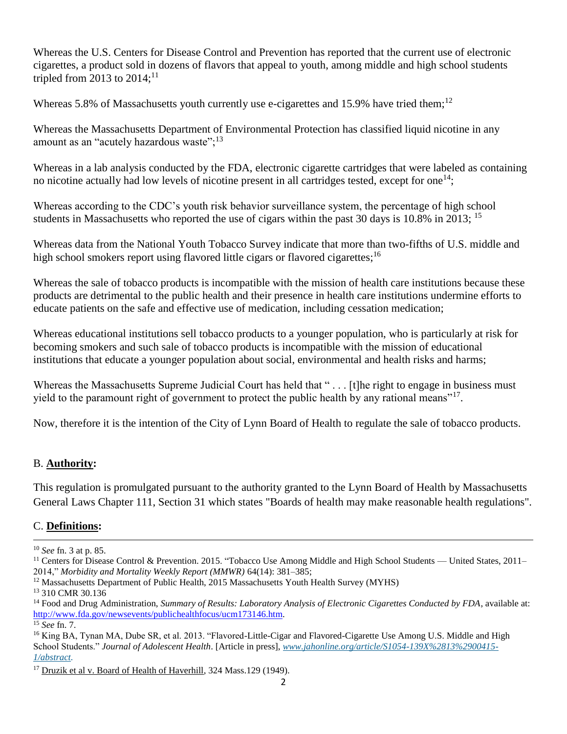Whereas the U.S. Centers for Disease Control and Prevention has reported that the current use of electronic cigarettes, a product sold in dozens of flavors that appeal to youth, among middle and high school students tripled from 2013 to 2014;[11]

Whereas 5.8% of Massachusetts youth currently use e-cigarettes and 15.9% have tried them;[12]

Whereas the Massachusetts Department of Environmental Protection has classified liquid nicotine in any amount as an "acutely hazardous waste";[13]

Whereas in a lab analysis conducted by the FDA, electronic cigarette cartridges that were labeled as containing no nicotine actually had low levels of nicotine present in all cartridges tested, except for one[14];

Whereas according to the CDC's youth risk behavior surveillance system, the percentage of high school students in Massachusetts who reported the use of cigars within the past 30 days is 10.8% in 2013; [15]

Whereas data from the National Youth Tobacco Survey indicate that more than two-fifths of U.S. middle and high school smokers report using flavored little cigars or flavored cigarettes;[16]

Whereas the sale of tobacco products is incompatible with the mission of health care institutions because these products are detrimental to the public health and their presence in health care institutions undermine efforts to educate patients on the safe and effective use of medication, including cessation medication;

Whereas educational institutions sell tobacco products to a younger population, who is particularly at risk for becoming smokers and such sale of tobacco products is incompatible with the mission of educational institutions that educate a younger population about social, environmental and health risks and harms;

Whereas the Massachusetts Supreme Judicial Court has held that " . . . [t]he right to engage in business must yield to the paramount right of government to protect the public health by any rational means"[17].

Now, therefore it is the intention of the City of Lynn Board of Health to regulate the sale of tobacco products.

## B. **Authority:**

This regulation is promulgated pursuant to the authority granted to the Lynn Board of Health by Massachusetts General Laws Chapter 111, Section 31 which states "Boards of health may make reasonable health regulations".

## C. **Definitions:**

---

[10] *See* fn. 3 at p. 85.

[11] Centers for Disease Control & Prevention. 2015. "Tobacco Use Among Middle and High School Students — United States, 2011–2014," *Morbidity and Mortality Weekly Report (MMWR)* 64(14): 381–385;

[12] Massachusetts Department of Public Health, 2015 Massachusetts Youth Health Survey (MYHS)

[13] 310 CMR 30.136

[14] Food and Drug Administration, *Summary of Results: Laboratory Analysis of Electronic Cigarettes Conducted by FDA*, available at: http://www.fda.gov/newsevents/publichealthfocus/ucm173146.htm.

[15] *See* fn. 7.

[16] King BA, Tynan MA, Dube SR, et al. 2013. "Flavored-Little-Cigar and Flavored-Cigarette Use Among U.S. Middle and High School Students." *Journal of Adolescent Health*. [Article in press], *www.jahonline.org/article/S1054-139X%2813%2900415-1/abstract.*

[17] Druzik et al v. Board of Health of Haverhill, 324 Mass.129 (1949).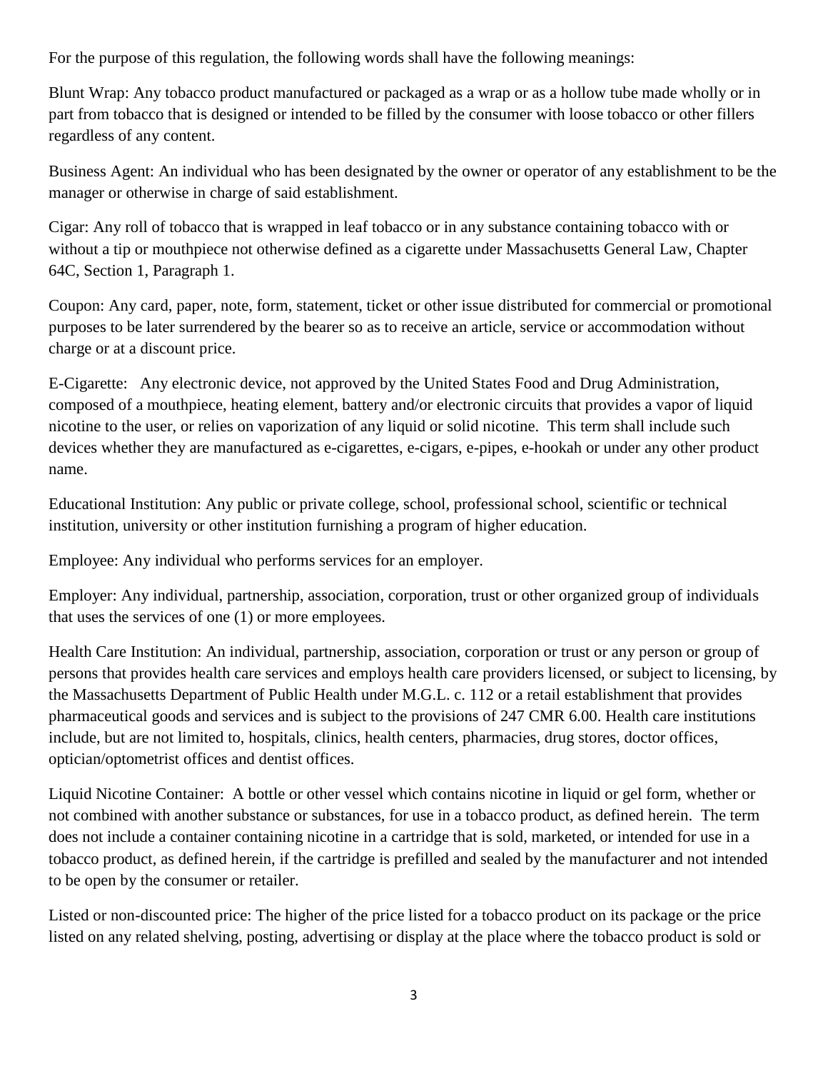For the purpose of this regulation, the following words shall have the following meanings:

Blunt Wrap: Any tobacco product manufactured or packaged as a wrap or as a hollow tube made wholly or in part from tobacco that is designed or intended to be filled by the consumer with loose tobacco or other fillers regardless of any content.

Business Agent: An individual who has been designated by the owner or operator of any establishment to be the manager or otherwise in charge of said establishment.

Cigar: Any roll of tobacco that is wrapped in leaf tobacco or in any substance containing tobacco with or without a tip or mouthpiece not otherwise defined as a cigarette under Massachusetts General Law, Chapter 64C, Section 1, Paragraph 1.

Coupon: Any card, paper, note, form, statement, ticket or other issue distributed for commercial or promotional purposes to be later surrendered by the bearer so as to receive an article, service or accommodation without charge or at a discount price.

E-Cigarette: Any electronic device, not approved by the United States Food and Drug Administration, composed of a mouthpiece, heating element, battery and/or electronic circuits that provides a vapor of liquid nicotine to the user, or relies on vaporization of any liquid or solid nicotine. This term shall include such devices whether they are manufactured as e-cigarettes, e-cigars, e-pipes, e-hookah or under any other product name.

Educational Institution: Any public or private college, school, professional school, scientific or technical institution, university or other institution furnishing a program of higher education.

Employee: Any individual who performs services for an employer.

Employer: Any individual, partnership, association, corporation, trust or other organized group of individuals that uses the services of one (1) or more employees.

Health Care Institution: An individual, partnership, association, corporation or trust or any person or group of persons that provides health care services and employs health care providers licensed, or subject to licensing, by the Massachusetts Department of Public Health under M.G.L. c. 112 or a retail establishment that provides pharmaceutical goods and services and is subject to the provisions of 247 CMR 6.00. Health care institutions include, but are not limited to, hospitals, clinics, health centers, pharmacies, drug stores, doctor offices, optician/optometrist offices and dentist offices.

Liquid Nicotine Container: A bottle or other vessel which contains nicotine in liquid or gel form, whether or not combined with another substance or substances, for use in a tobacco product, as defined herein. The term does not include a container containing nicotine in a cartridge that is sold, marketed, or intended for use in a tobacco product, as defined herein, if the cartridge is prefilled and sealed by the manufacturer and not intended to be open by the consumer or retailer.

Listed or non-discounted price: The higher of the price listed for a tobacco product on its package or the price listed on any related shelving, posting, advertising or display at the place where the tobacco product is sold or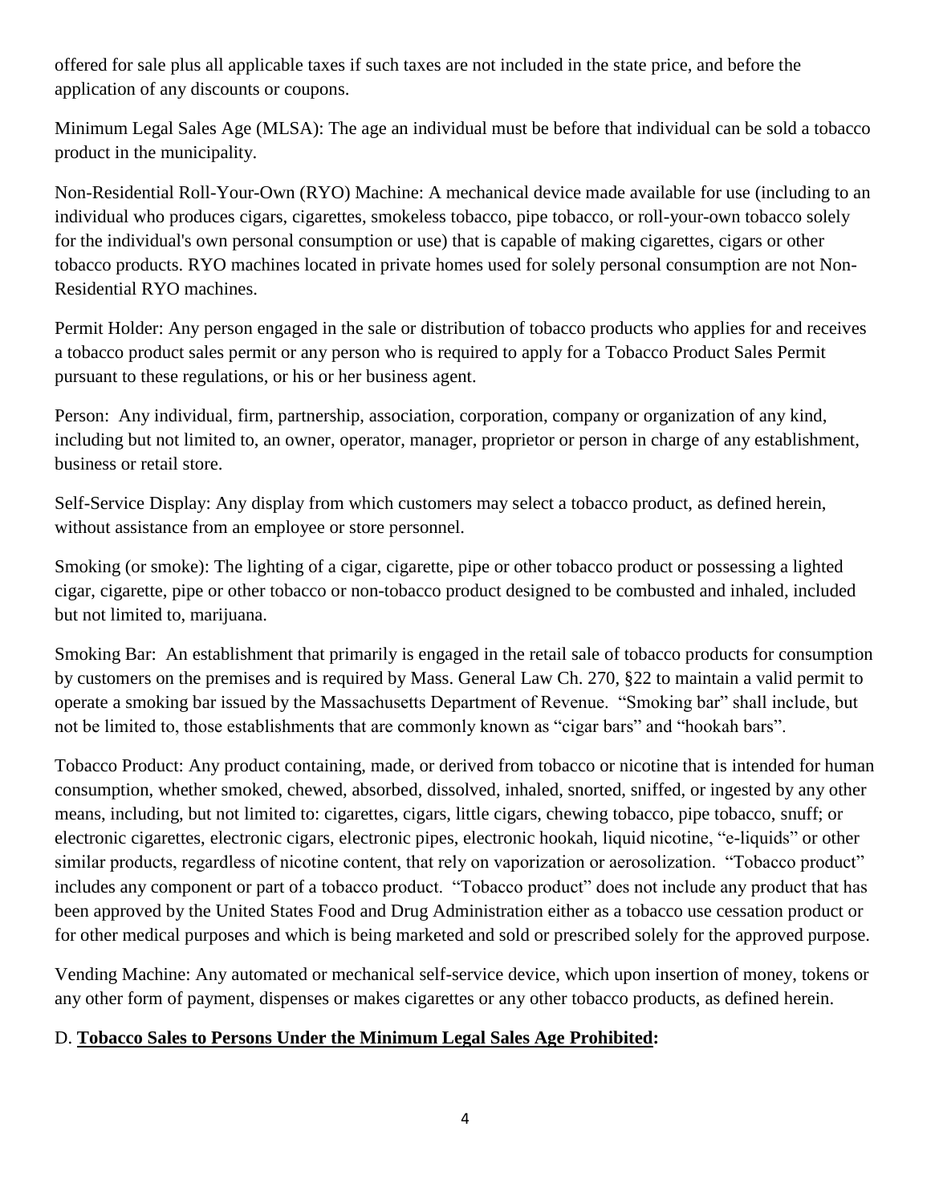offered for sale plus all applicable taxes if such taxes are not included in the state price, and before the application of any discounts or coupons.

Minimum Legal Sales Age (MLSA): The age an individual must be before that individual can be sold a tobacco product in the municipality.

Non-Residential Roll-Your-Own (RYO) Machine: A mechanical device made available for use (including to an individual who produces cigars, cigarettes, smokeless tobacco, pipe tobacco, or roll-your-own tobacco solely for the individual's own personal consumption or use) that is capable of making cigarettes, cigars or other tobacco products. RYO machines located in private homes used for solely personal consumption are not Non-Residential RYO machines.

Permit Holder: Any person engaged in the sale or distribution of tobacco products who applies for and receives a tobacco product sales permit or any person who is required to apply for a Tobacco Product Sales Permit pursuant to these regulations, or his or her business agent.

Person: Any individual, firm, partnership, association, corporation, company or organization of any kind, including but not limited to, an owner, operator, manager, proprietor or person in charge of any establishment, business or retail store.

Self-Service Display: Any display from which customers may select a tobacco product, as defined herein, without assistance from an employee or store personnel.

Smoking (or smoke): The lighting of a cigar, cigarette, pipe or other tobacco product or possessing a lighted cigar, cigarette, pipe or other tobacco or non-tobacco product designed to be combusted and inhaled, included but not limited to, marijuana.

Smoking Bar: An establishment that primarily is engaged in the retail sale of tobacco products for consumption by customers on the premises and is required by Mass. General Law Ch. 270, §22 to maintain a valid permit to operate a smoking bar issued by the Massachusetts Department of Revenue. "Smoking bar" shall include, but not be limited to, those establishments that are commonly known as "cigar bars" and "hookah bars".

Tobacco Product: Any product containing, made, or derived from tobacco or nicotine that is intended for human consumption, whether smoked, chewed, absorbed, dissolved, inhaled, snorted, sniffed, or ingested by any other means, including, but not limited to: cigarettes, cigars, little cigars, chewing tobacco, pipe tobacco, snuff; or electronic cigarettes, electronic cigars, electronic pipes, electronic hookah, liquid nicotine, "e-liquids" or other similar products, regardless of nicotine content, that rely on vaporization or aerosolization. "Tobacco product" includes any component or part of a tobacco product. "Tobacco product" does not include any product that has been approved by the United States Food and Drug Administration either as a tobacco use cessation product or for other medical purposes and which is being marketed and sold or prescribed solely for the approved purpose.

Vending Machine: Any automated or mechanical self-service device, which upon insertion of money, tokens or any other form of payment, dispenses or makes cigarettes or any other tobacco products, as defined herein.

D. **Tobacco Sales to Persons Under the Minimum Legal Sales Age Prohibited:**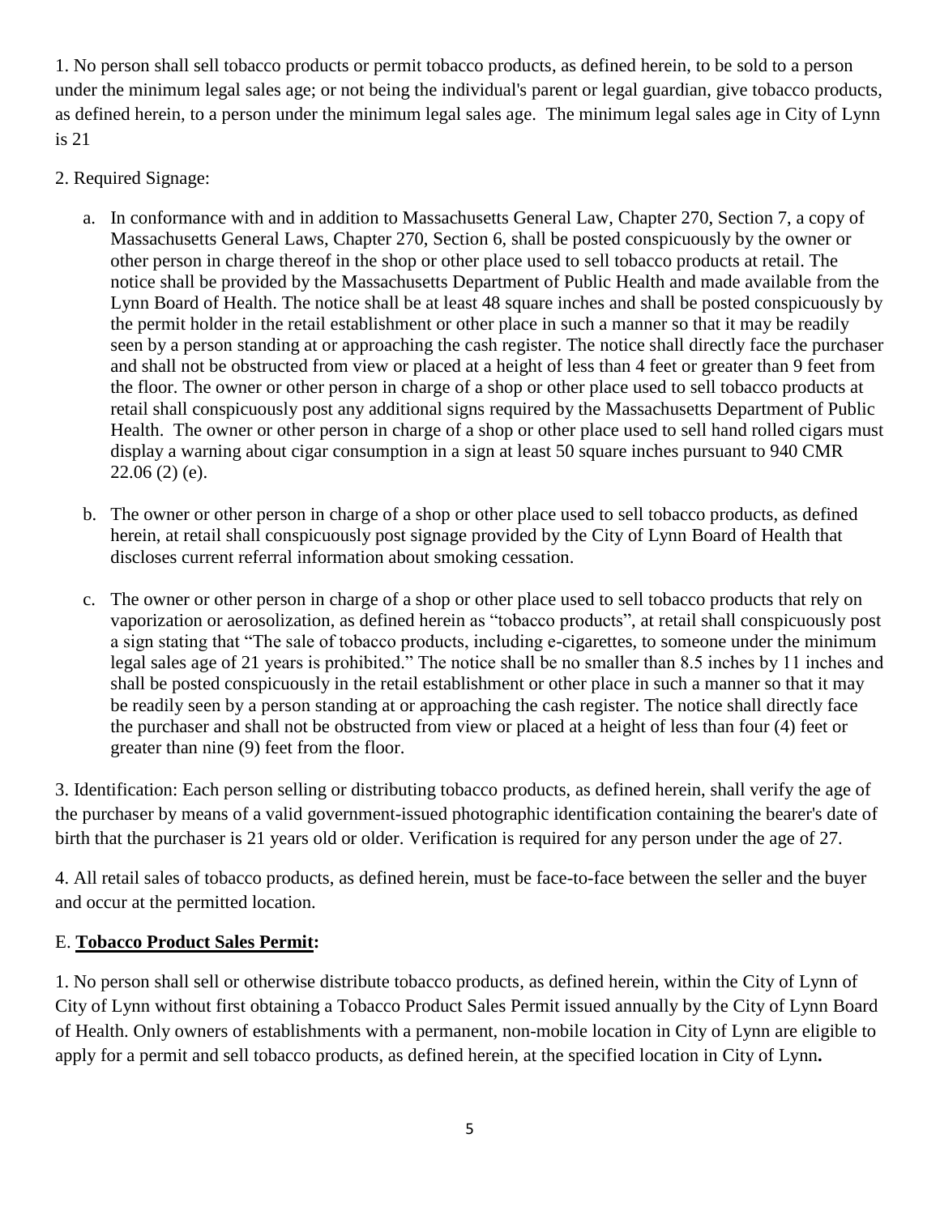1. No person shall sell tobacco products or permit tobacco products, as defined herein, to be sold to a person under the minimum legal sales age; or not being the individual's parent or legal guardian, give tobacco products, as defined herein, to a person under the minimum legal sales age. The minimum legal sales age in City of Lynn is 21

2. Required Signage:

  a. In conformance with and in addition to Massachusetts General Law, Chapter 270, Section 7, a copy of Massachusetts General Laws, Chapter 270, Section 6, shall be posted conspicuously by the owner or other person in charge thereof in the shop or other place used to sell tobacco products at retail. The notice shall be provided by the Massachusetts Department of Public Health and made available from the Lynn Board of Health. The notice shall be at least 48 square inches and shall be posted conspicuously by the permit holder in the retail establishment or other place in such a manner so that it may be readily seen by a person standing at or approaching the cash register. The notice shall directly face the purchaser and shall not be obstructed from view or placed at a height of less than 4 feet or greater than 9 feet from the floor. The owner or other person in charge of a shop or other place used to sell tobacco products at retail shall conspicuously post any additional signs required by the Massachusetts Department of Public Health. The owner or other person in charge of a shop or other place used to sell hand rolled cigars must display a warning about cigar consumption in a sign at least 50 square inches pursuant to 940 CMR 22.06 (2) (e).

  b. The owner or other person in charge of a shop or other place used to sell tobacco products, as defined herein, at retail shall conspicuously post signage provided by the City of Lynn Board of Health that discloses current referral information about smoking cessation.

  c. The owner or other person in charge of a shop or other place used to sell tobacco products that rely on vaporization or aerosolization, as defined herein as "tobacco products", at retail shall conspicuously post a sign stating that "The sale of tobacco products, including e-cigarettes, to someone under the minimum legal sales age of 21 years is prohibited." The notice shall be no smaller than 8.5 inches by 11 inches and shall be posted conspicuously in the retail establishment or other place in such a manner so that it may be readily seen by a person standing at or approaching the cash register. The notice shall directly face the purchaser and shall not be obstructed from view or placed at a height of less than four (4) feet or greater than nine (9) feet from the floor.

3. Identification: Each person selling or distributing tobacco products, as defined herein, shall verify the age of the purchaser by means of a valid government-issued photographic identification containing the bearer's date of birth that the purchaser is 21 years old or older. Verification is required for any person under the age of 27.

4. All retail sales of tobacco products, as defined herein, must be face-to-face between the seller and the buyer and occur at the permitted location.

E. **Tobacco Product Sales Permit:**

1. No person shall sell or otherwise distribute tobacco products, as defined herein, within the City of Lynn of City of Lynn without first obtaining a Tobacco Product Sales Permit issued annually by the City of Lynn Board of Health. Only owners of establishments with a permanent, non-mobile location in City of Lynn are eligible to apply for a permit and sell tobacco products, as defined herein, at the specified location in City of Lynn**.**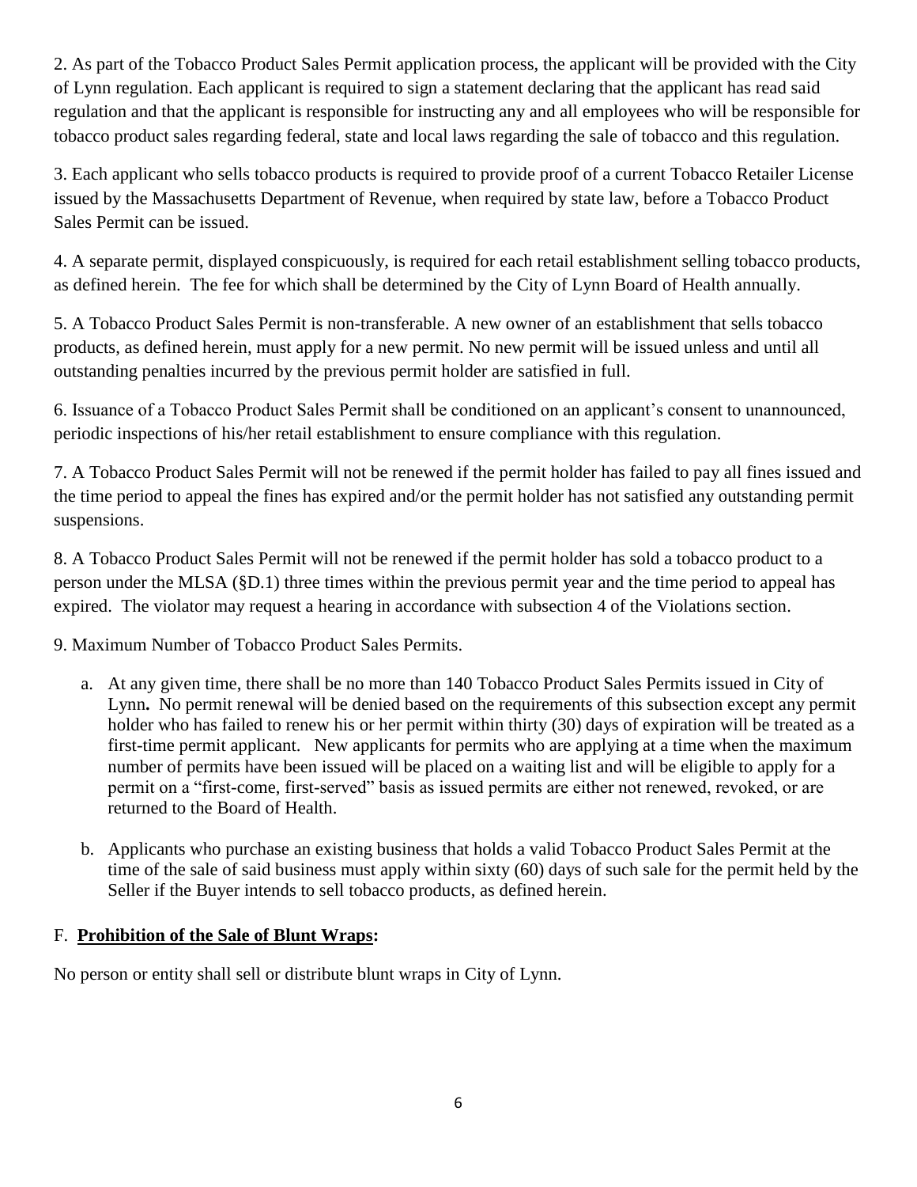2. As part of the Tobacco Product Sales Permit application process, the applicant will be provided with the City of Lynn regulation. Each applicant is required to sign a statement declaring that the applicant has read said regulation and that the applicant is responsible for instructing any and all employees who will be responsible for tobacco product sales regarding federal, state and local laws regarding the sale of tobacco and this regulation.

3. Each applicant who sells tobacco products is required to provide proof of a current Tobacco Retailer License issued by the Massachusetts Department of Revenue, when required by state law, before a Tobacco Product Sales Permit can be issued.

4. A separate permit, displayed conspicuously, is required for each retail establishment selling tobacco products, as defined herein. The fee for which shall be determined by the City of Lynn Board of Health annually.

5. A Tobacco Product Sales Permit is non-transferable. A new owner of an establishment that sells tobacco products, as defined herein, must apply for a new permit. No new permit will be issued unless and until all outstanding penalties incurred by the previous permit holder are satisfied in full.

6. Issuance of a Tobacco Product Sales Permit shall be conditioned on an applicant's consent to unannounced, periodic inspections of his/her retail establishment to ensure compliance with this regulation.

7. A Tobacco Product Sales Permit will not be renewed if the permit holder has failed to pay all fines issued and the time period to appeal the fines has expired and/or the permit holder has not satisfied any outstanding permit suspensions.

8. A Tobacco Product Sales Permit will not be renewed if the permit holder has sold a tobacco product to a person under the MLSA (§D.1) three times within the previous permit year and the time period to appeal has expired. The violator may request a hearing in accordance with subsection 4 of the Violations section.

9. Maximum Number of Tobacco Product Sales Permits.

   a. At any given time, there shall be no more than 140 Tobacco Product Sales Permits issued in City of Lynn**.** No permit renewal will be denied based on the requirements of this subsection except any permit holder who has failed to renew his or her permit within thirty (30) days of expiration will be treated as a first-time permit applicant. New applicants for permits who are applying at a time when the maximum number of permits have been issued will be placed on a waiting list and will be eligible to apply for a permit on a "first-come, first-served" basis as issued permits are either not renewed, revoked, or are returned to the Board of Health.

   b. Applicants who purchase an existing business that holds a valid Tobacco Product Sales Permit at the time of the sale of said business must apply within sixty (60) days of such sale for the permit held by the Seller if the Buyer intends to sell tobacco products, as defined herein.

F. **Prohibition of the Sale of Blunt Wraps:**

No person or entity shall sell or distribute blunt wraps in City of Lynn.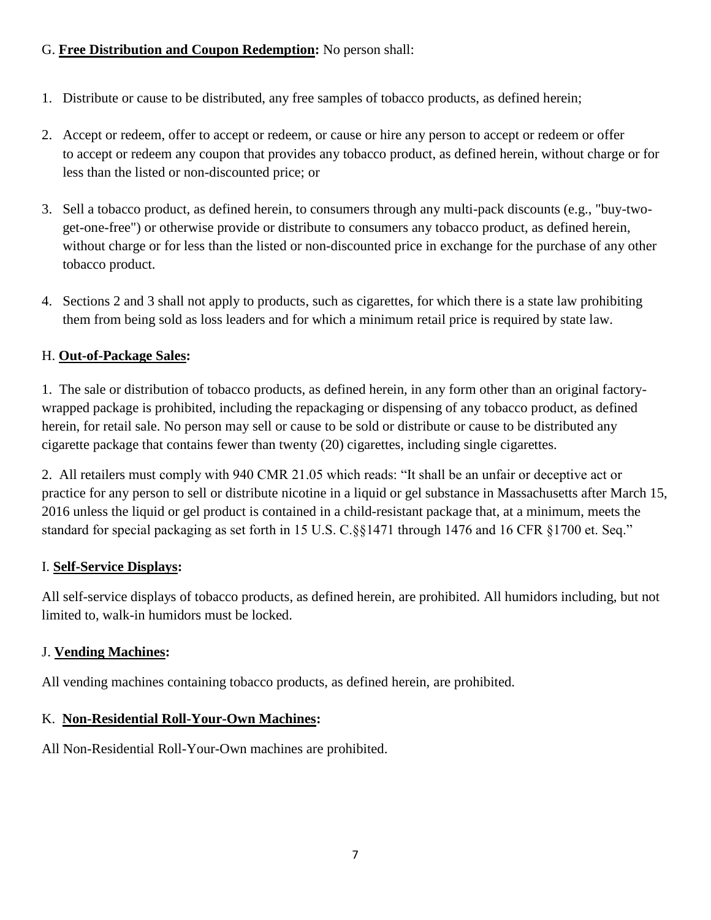G. **Free Distribution and Coupon Redemption:** No person shall:

1. Distribute or cause to be distributed, any free samples of tobacco products, as defined herein;

2. Accept or redeem, offer to accept or redeem, or cause or hire any person to accept or redeem or offer to accept or redeem any coupon that provides any tobacco product, as defined herein, without charge or for less than the listed or non-discounted price; or

3. Sell a tobacco product, as defined herein, to consumers through any multi-pack discounts (e.g., "buy-two-get-one-free") or otherwise provide or distribute to consumers any tobacco product, as defined herein, without charge or for less than the listed or non-discounted price in exchange for the purchase of any other tobacco product.

4. Sections 2 and 3 shall not apply to products, such as cigarettes, for which there is a state law prohibiting them from being sold as loss leaders and for which a minimum retail price is required by state law.

H. **Out-of-Package Sales:**

1. The sale or distribution of tobacco products, as defined herein, in any form other than an original factory-wrapped package is prohibited, including the repackaging or dispensing of any tobacco product, as defined herein, for retail sale. No person may sell or cause to be sold or distribute or cause to be distributed any cigarette package that contains fewer than twenty (20) cigarettes, including single cigarettes.

2. All retailers must comply with 940 CMR 21.05 which reads: "It shall be an unfair or deceptive act or practice for any person to sell or distribute nicotine in a liquid or gel substance in Massachusetts after March 15, 2016 unless the liquid or gel product is contained in a child-resistant package that, at a minimum, meets the standard for special packaging as set forth in 15 U.S. C.§§1471 through 1476 and 16 CFR §1700 et. Seq."

I. **Self-Service Displays:**

All self-service displays of tobacco products, as defined herein, are prohibited. All humidors including, but not limited to, walk-in humidors must be locked.

J. **Vending Machines:**

All vending machines containing tobacco products, as defined herein, are prohibited.

K. **Non-Residential Roll-Your-Own Machines:**

All Non-Residential Roll-Your-Own machines are prohibited.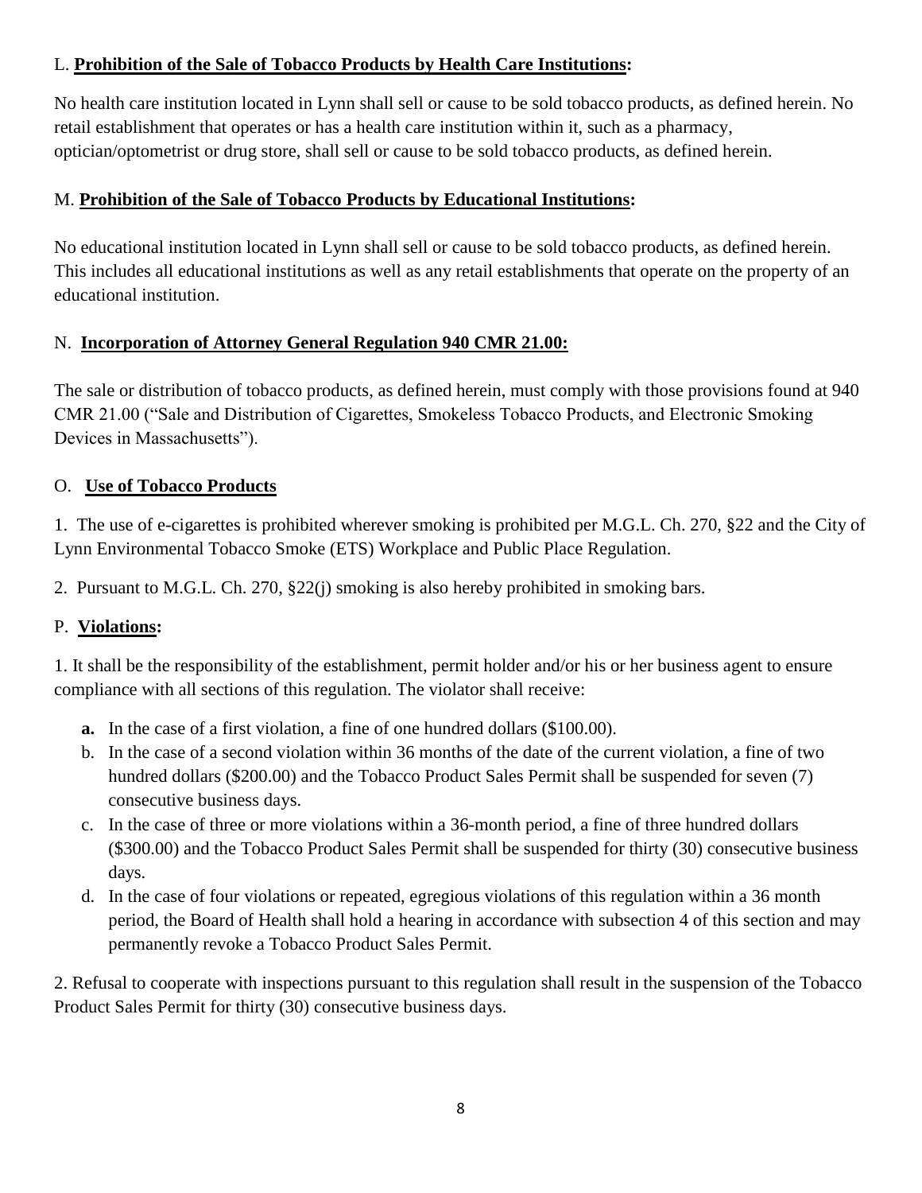L. **Prohibition of the Sale of Tobacco Products by Health Care Institutions:**

No health care institution located in Lynn shall sell or cause to be sold tobacco products, as defined herein. No retail establishment that operates or has a health care institution within it, such as a pharmacy, optician/optometrist or drug store, shall sell or cause to be sold tobacco products, as defined herein.

M. **Prohibition of the Sale of Tobacco Products by Educational Institutions:**

No educational institution located in Lynn shall sell or cause to be sold tobacco products, as defined herein. This includes all educational institutions as well as any retail establishments that operate on the property of an educational institution.

N. **Incorporation of Attorney General Regulation 940 CMR 21.00:**

The sale or distribution of tobacco products, as defined herein, must comply with those provisions found at 940 CMR 21.00 ("Sale and Distribution of Cigarettes, Smokeless Tobacco Products, and Electronic Smoking Devices in Massachusetts").

O. **Use of Tobacco Products**

1. The use of e-cigarettes is prohibited wherever smoking is prohibited per M.G.L. Ch. 270, §22 and the City of Lynn Environmental Tobacco Smoke (ETS) Workplace and Public Place Regulation.

2. Pursuant to M.G.L. Ch. 270, §22(j) smoking is also hereby prohibited in smoking bars.

P. **Violations:**

1. It shall be the responsibility of the establishment, permit holder and/or his or her business agent to ensure compliance with all sections of this regulation. The violator shall receive:

- **a.** In the case of a first violation, a fine of one hundred dollars ($100.00).
- b. In the case of a second violation within 36 months of the date of the current violation, a fine of two hundred dollars ($200.00) and the Tobacco Product Sales Permit shall be suspended for seven (7) consecutive business days.
- c. In the case of three or more violations within a 36-month period, a fine of three hundred dollars ($300.00) and the Tobacco Product Sales Permit shall be suspended for thirty (30) consecutive business days.
- d. In the case of four violations or repeated, egregious violations of this regulation within a 36 month period, the Board of Health shall hold a hearing in accordance with subsection 4 of this section and may permanently revoke a Tobacco Product Sales Permit.

2. Refusal to cooperate with inspections pursuant to this regulation shall result in the suspension of the Tobacco Product Sales Permit for thirty (30) consecutive business days.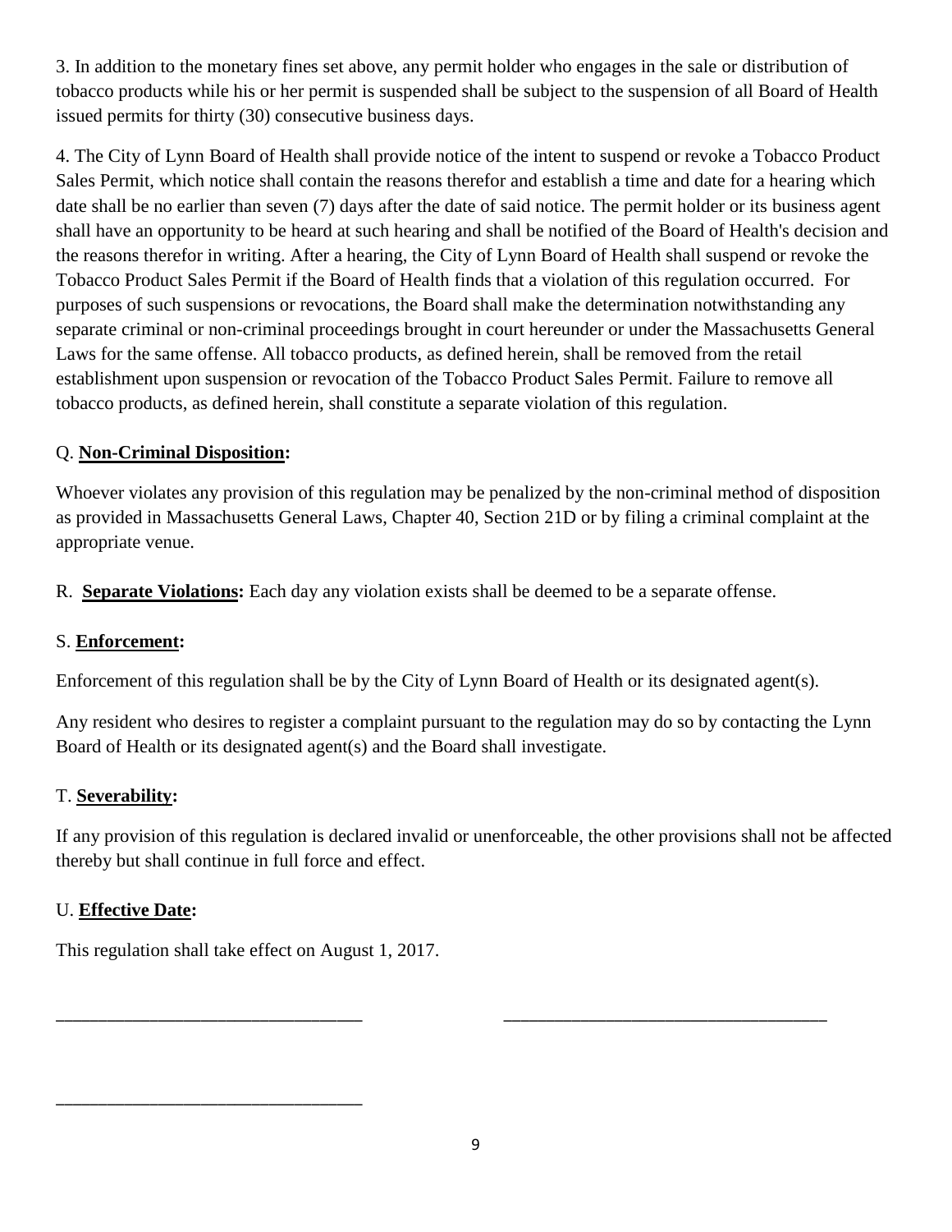3. In addition to the monetary fines set above, any permit holder who engages in the sale or distribution of tobacco products while his or her permit is suspended shall be subject to the suspension of all Board of Health issued permits for thirty (30) consecutive business days.

4. The City of Lynn Board of Health shall provide notice of the intent to suspend or revoke a Tobacco Product Sales Permit, which notice shall contain the reasons therefor and establish a time and date for a hearing which date shall be no earlier than seven (7) days after the date of said notice. The permit holder or its business agent shall have an opportunity to be heard at such hearing and shall be notified of the Board of Health's decision and the reasons therefor in writing. After a hearing, the City of Lynn Board of Health shall suspend or revoke the Tobacco Product Sales Permit if the Board of Health finds that a violation of this regulation occurred. For purposes of such suspensions or revocations, the Board shall make the determination notwithstanding any separate criminal or non-criminal proceedings brought in court hereunder or under the Massachusetts General Laws for the same offense. All tobacco products, as defined herein, shall be removed from the retail establishment upon suspension or revocation of the Tobacco Product Sales Permit. Failure to remove all tobacco products, as defined herein, shall constitute a separate violation of this regulation.

Q. **Non-Criminal Disposition:**

Whoever violates any provision of this regulation may be penalized by the non-criminal method of disposition as provided in Massachusetts General Laws, Chapter 40, Section 21D or by filing a criminal complaint at the appropriate venue.

R. **Separate Violations:** Each day any violation exists shall be deemed to be a separate offense.

S. **Enforcement:**

Enforcement of this regulation shall be by the City of Lynn Board of Health or its designated agent(s).

Any resident who desires to register a complaint pursuant to the regulation may do so by contacting the Lynn Board of Health or its designated agent(s) and the Board shall investigate.

T. **Severability:**

If any provision of this regulation is declared invalid or unenforceable, the other provisions shall not be affected thereby but shall continue in full force and effect.

U. **Effective Date:**

This regulation shall take effect on August 1, 2017.

\_\_\_\_\_\_\_\_\_\_\_\_\_\_\_\_\_\_\_\_\_\_\_\_\_\_\_\_\_\_\_\_ \_\_\_\_\_\_\_\_\_\_\_\_\_\_\_\_\_\_\_\_\_\_\_\_\_\_\_\_\_\_\_\_

\_\_\_\_\_\_\_\_\_\_\_\_\_\_\_\_\_\_\_\_\_\_\_\_\_\_\_\_\_\_\_\_